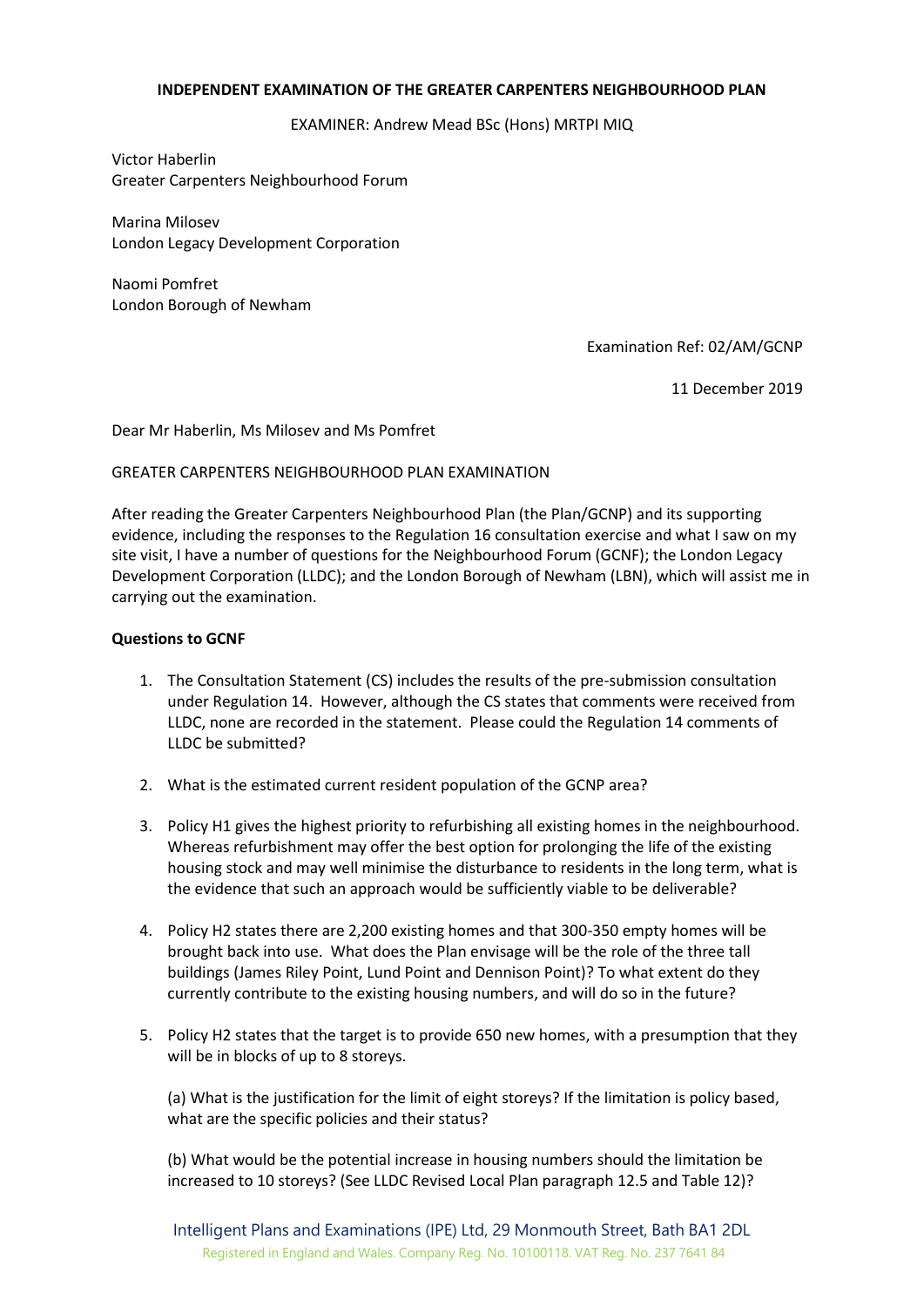**INDEPENDENT EXAMINATION OF THE GREATER CARPENTERS NEIGHBOURHOOD PLAN**

EXAMINER: Andrew Mead BSc (Hons) MRTPI MIQ

Victor Haberlin
Greater Carpenters Neighbourhood Forum

Marina Milosev
London Legacy Development Corporation

Naomi Pomfret
London Borough of Newham

Examination Ref: 02/AM/GCNP

11 December 2019

Dear Mr Haberlin, Ms Milosev and Ms Pomfret

GREATER CARPENTERS NEIGHBOURHOOD PLAN EXAMINATION

After reading the Greater Carpenters Neighbourhood Plan (the Plan/GCNP) and its supporting evidence, including the responses to the Regulation 16 consultation exercise and what I saw on my site visit, I have a number of questions for the Neighbourhood Forum (GCNF); the London Legacy Development Corporation (LLDC); and the London Borough of Newham (LBN), which will assist me in carrying out the examination.

**Questions to GCNF**

1. The Consultation Statement (CS) includes the results of the pre-submission consultation under Regulation 14. However, although the CS states that comments were received from LLDC, none are recorded in the statement. Please could the Regulation 14 comments of LLDC be submitted?

2. What is the estimated current resident population of the GCNP area?

3. Policy H1 gives the highest priority to refurbishing all existing homes in the neighbourhood. Whereas refurbishment may offer the best option for prolonging the life of the existing housing stock and may well minimise the disturbance to residents in the long term, what is the evidence that such an approach would be sufficiently viable to be deliverable?

4. Policy H2 states there are 2,200 existing homes and that 300-350 empty homes will be brought back into use. What does the Plan envisage will be the role of the three tall buildings (James Riley Point, Lund Point and Dennison Point)? To what extent do they currently contribute to the existing housing numbers, and will do so in the future?

5. Policy H2 states that the target is to provide 650 new homes, with a presumption that they will be in blocks of up to 8 storeys.

   (a) What is the justification for the limit of eight storeys? If the limitation is policy based, what are the specific policies and their status?

   (b) What would be the potential increase in housing numbers should the limitation be increased to 10 storeys? (See LLDC Revised Local Plan paragraph 12.5 and Table 12)?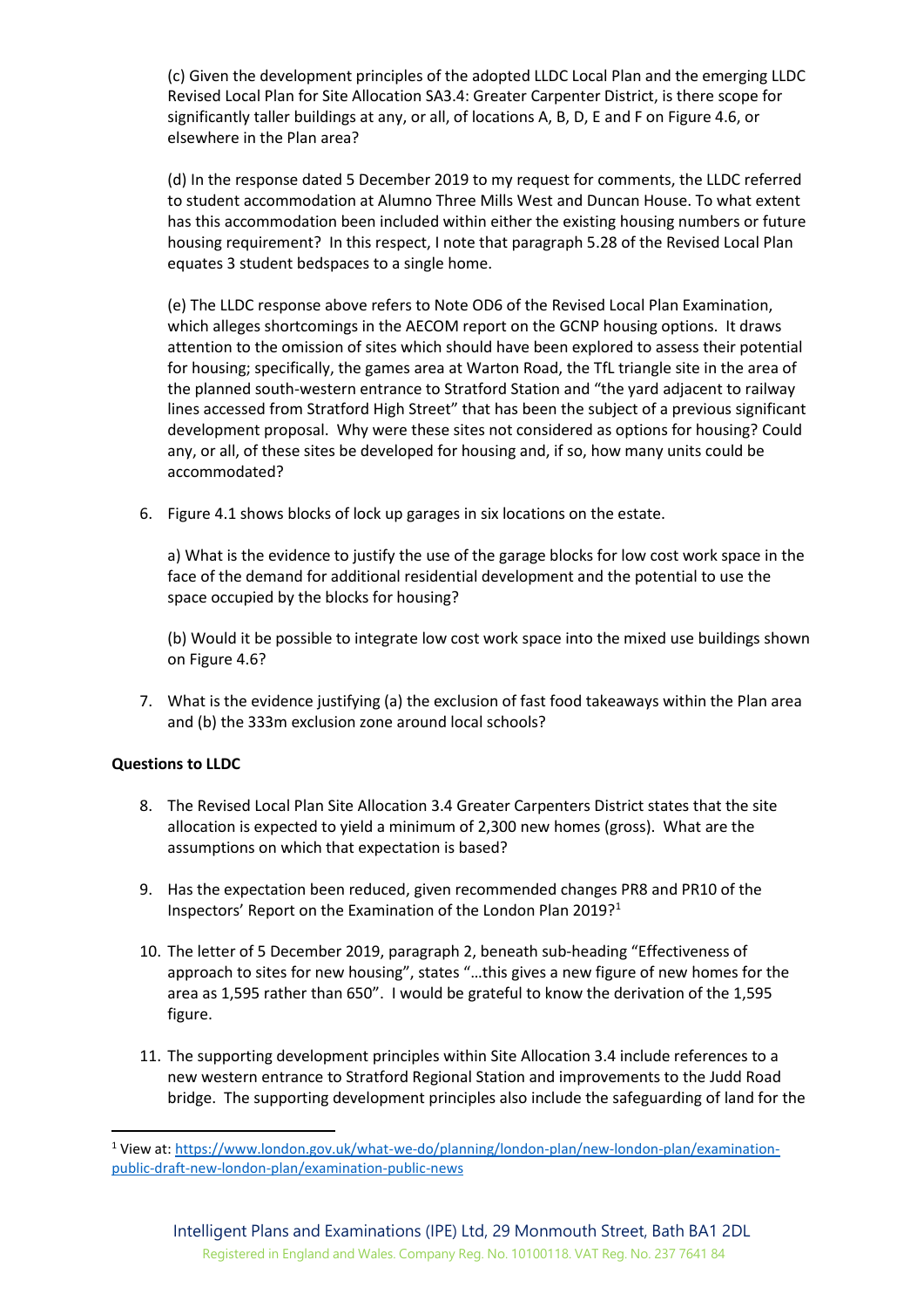(c) Given the development principles of the adopted LLDC Local Plan and the emerging LLDC Revised Local Plan for Site Allocation SA3.4: Greater Carpenter District, is there scope for significantly taller buildings at any, or all, of locations A, B, D, E and F on Figure 4.6, or elsewhere in the Plan area?

(d) In the response dated 5 December 2019 to my request for comments, the LLDC referred to student accommodation at Alumno Three Mills West and Duncan House. To what extent has this accommodation been included within either the existing housing numbers or future housing requirement? In this respect, I note that paragraph 5.28 of the Revised Local Plan equates 3 student bedspaces to a single home.

(e) The LLDC response above refers to Note OD6 of the Revised Local Plan Examination, which alleges shortcomings in the AECOM report on the GCNP housing options. It draws attention to the omission of sites which should have been explored to assess their potential for housing; specifically, the games area at Warton Road, the TfL triangle site in the area of the planned south-western entrance to Stratford Station and "the yard adjacent to railway lines accessed from Stratford High Street" that has been the subject of a previous significant development proposal. Why were these sites not considered as options for housing? Could any, or all, of these sites be developed for housing and, if so, how many units could be accommodated?

6. Figure 4.1 shows blocks of lock up garages in six locations on the estate.

   a) What is the evidence to justify the use of the garage blocks for low cost work space in the face of the demand for additional residential development and the potential to use the space occupied by the blocks for housing?

   (b) Would it be possible to integrate low cost work space into the mixed use buildings shown on Figure 4.6?

7. What is the evidence justifying (a) the exclusion of fast food takeaways within the Plan area and (b) the 333m exclusion zone around local schools?

**Questions to LLDC**

8. The Revised Local Plan Site Allocation 3.4 Greater Carpenters District states that the site allocation is expected to yield a minimum of 2,300 new homes (gross). What are the assumptions on which that expectation is based?

9. Has the expectation been reduced, given recommended changes PR8 and PR10 of the Inspectors' Report on the Examination of the London Plan 2019?[1]

10. The letter of 5 December 2019, paragraph 2, beneath sub-heading "Effectiveness of approach to sites for new housing", states "…this gives a new figure of new homes for the area as 1,595 rather than 650". I would be grateful to know the derivation of the 1,595 figure.

11. The supporting development principles within Site Allocation 3.4 include references to a new western entrance to Stratford Regional Station and improvements to the Judd Road bridge. The supporting development principles also include the safeguarding of land for the

[1] View at: https://www.london.gov.uk/what-we-do/planning/london-plan/new-london-plan/examination-public-draft-new-london-plan/examination-public-news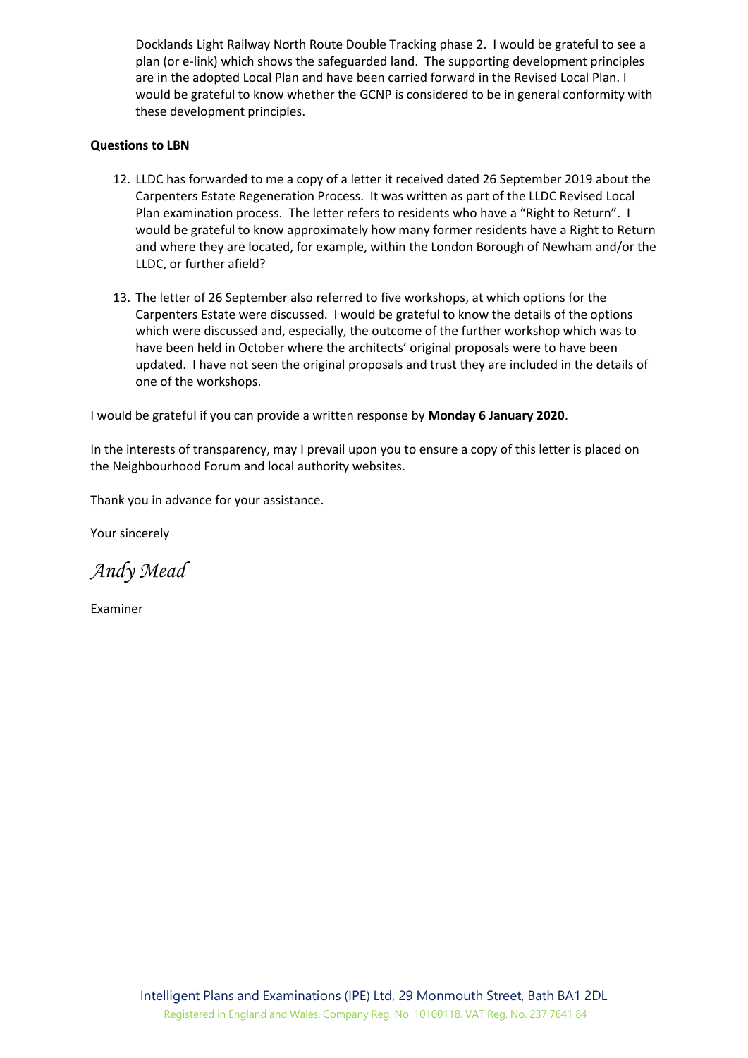Docklands Light Railway North Route Double Tracking phase 2. I would be grateful to see a plan (or e-link) which shows the safeguarded land. The supporting development principles are in the adopted Local Plan and have been carried forward in the Revised Local Plan. I would be grateful to know whether the GCNP is considered to be in general conformity with these development principles.

**Questions to LBN**

12. LLDC has forwarded to me a copy of a letter it received dated 26 September 2019 about the Carpenters Estate Regeneration Process. It was written as part of the LLDC Revised Local Plan examination process. The letter refers to residents who have a "Right to Return". I would be grateful to know approximately how many former residents have a Right to Return and where they are located, for example, within the London Borough of Newham and/or the LLDC, or further afield?

13. The letter of 26 September also referred to five workshops, at which options for the Carpenters Estate were discussed. I would be grateful to know the details of the options which were discussed and, especially, the outcome of the further workshop which was to have been held in October where the architects' original proposals were to have been updated. I have not seen the original proposals and trust they are included in the details of one of the workshops.

I would be grateful if you can provide a written response by **Monday 6 January 2020**.

In the interests of transparency, may I prevail upon you to ensure a copy of this letter is placed on the Neighbourhood Forum and local authority websites.

Thank you in advance for your assistance.

Your sincerely

*Andy Mead*

Examiner

Intelligent Plans and Examinations (IPE) Ltd, 29 Monmouth Street, Bath BA1 2DL

Registered in England and Wales. Company Reg. No. 10100118. VAT Reg. No. 237 7641 84